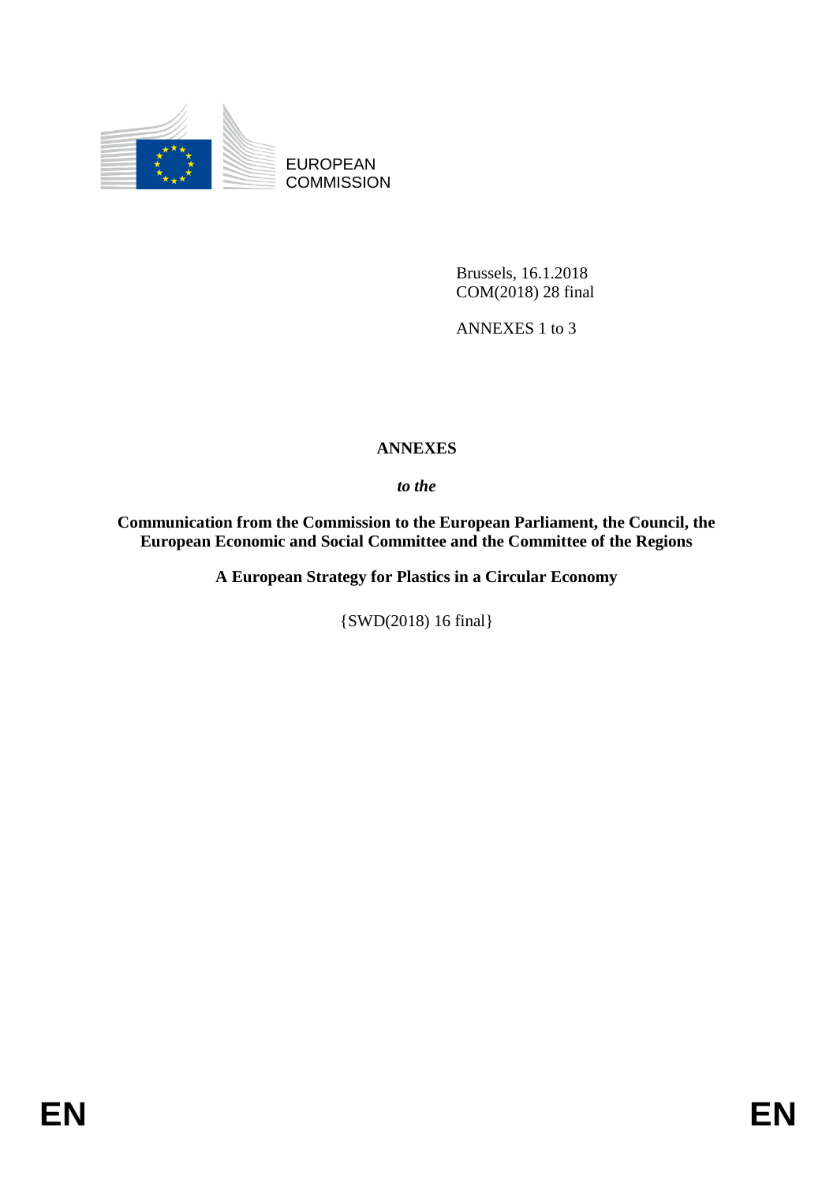EUROPEAN COMMISSION

Brussels, 16.1.2018
COM(2018) 28 final

ANNEXES 1 to 3

# ANNEXES

***to the***

**Communication from the Commission to the European Parliament, the Council, the European Economic and Social Committee and the Committee of the Regions**

**A European Strategy for Plastics in a Circular Economy**

{SWD(2018) 16 final}

EN EN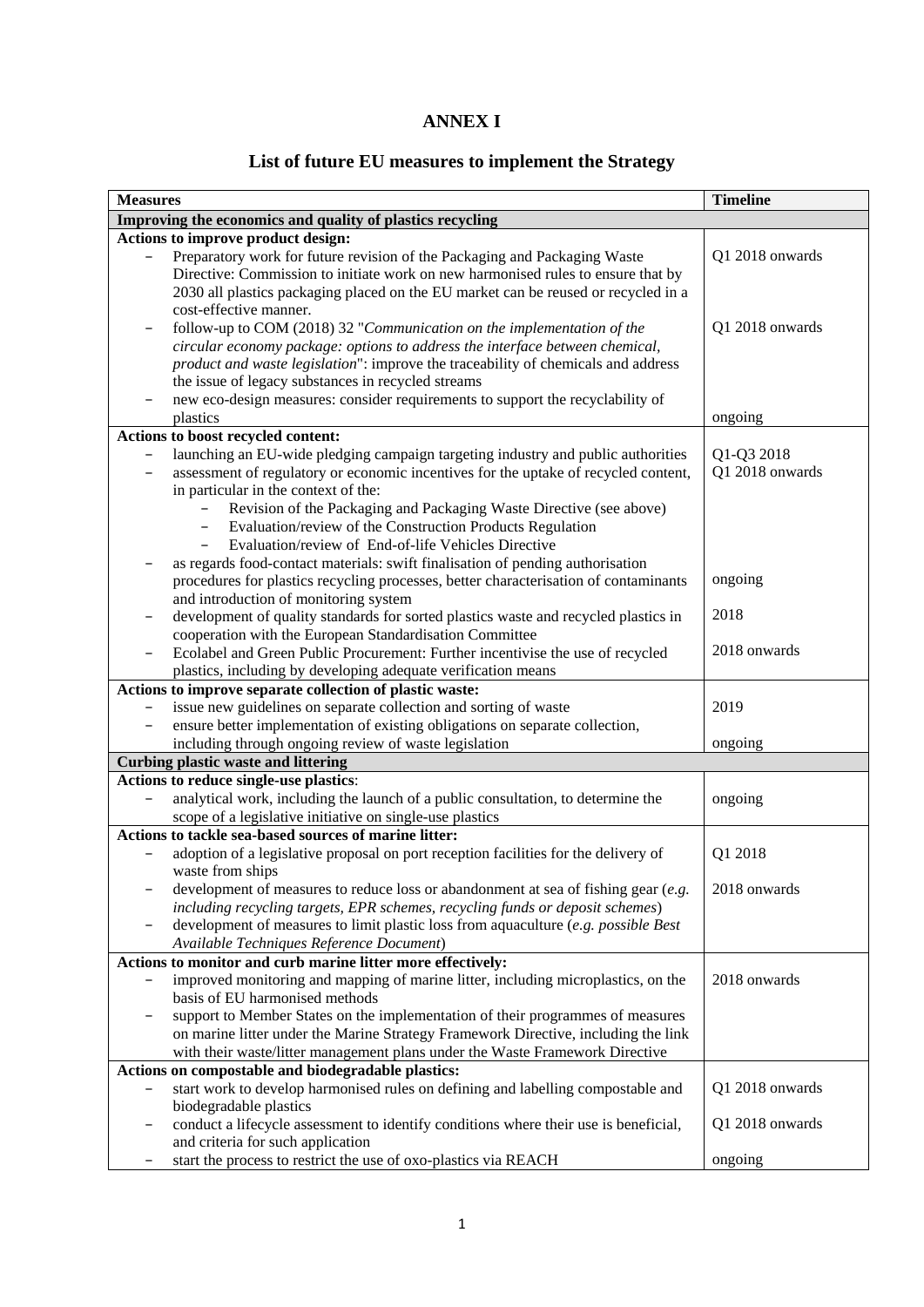# ANNEX I

## List of future EU measures to implement the Strategy

| Measures | Timeline |
|---|---|
| **Improving the economics and quality of plastics recycling** | |
| **Actions to improve product design:** | |
| – Preparatory work for future revision of the Packaging and Packaging Waste Directive: Commission to initiate work on new harmonised rules to ensure that by 2030 all plastics packaging placed on the EU market can be reused or recycled in a cost-effective manner. | Q1 2018 onwards |
| – follow-up to COM (2018) 32 "*Communication on the implementation of the circular economy package: options to address the interface between chemical, product and waste legislation*": improve the traceability of chemicals and address the issue of legacy substances in recycled streams | Q1 2018 onwards |
| – new eco-design measures: consider requirements to support the recyclability of plastics | ongoing |
| **Actions to boost recycled content:** | |
| – launching an EU-wide pledging campaign targeting industry and public authorities | Q1-Q3 2018 |
| – assessment of regulatory or economic incentives for the uptake of recycled content, in particular in the context of the:<br>– Revision of the Packaging and Packaging Waste Directive (see above)<br>– Evaluation/review of the Construction Products Regulation<br>– Evaluation/review of End-of-life Vehicles Directive | Q1 2018 onwards |
| – as regards food-contact materials: swift finalisation of pending authorisation procedures for plastics recycling processes, better characterisation of contaminants and introduction of monitoring system | ongoing |
| – development of quality standards for sorted plastics waste and recycled plastics in cooperation with the European Standardisation Committee | 2018 |
| – Ecolabel and Green Public Procurement: Further incentivise the use of recycled plastics, including by developing adequate verification means | 2018 onwards |
| **Actions to improve separate collection of plastic waste:** | |
| – issue new guidelines on separate collection and sorting of waste | 2019 |
| – ensure better implementation of existing obligations on separate collection, including through ongoing review of waste legislation | ongoing |
| **Curbing plastic waste and littering** | |
| **Actions to reduce single-use plastics**: | |
| – analytical work, including the launch of a public consultation, to determine the scope of a legislative initiative on single-use plastics | ongoing |
| **Actions to tackle sea-based sources of marine litter:** | |
| – adoption of a legislative proposal on port reception facilities for the delivery of waste from ships | Q1 2018 |
| – development of measures to reduce loss or abandonment at sea of fishing gear (*e.g. including recycling targets, EPR schemes, recycling funds or deposit schemes*)<br>– development of measures to limit plastic loss from aquaculture (*e.g. possible Best Available Techniques Reference Document*) | 2018 onwards |
| **Actions to monitor and curb marine litter more effectively:** | |
| – improved monitoring and mapping of marine litter, including microplastics, on the basis of EU harmonised methods<br>– support to Member States on the implementation of their programmes of measures on marine litter under the Marine Strategy Framework Directive, including the link with their waste/litter management plans under the Waste Framework Directive | 2018 onwards |
| **Actions on compostable and biodegradable plastics:** | |
| – start work to develop harmonised rules on defining and labelling compostable and biodegradable plastics | Q1 2018 onwards |
| – conduct a lifecycle assessment to identify conditions where their use is beneficial, and criteria for such application | Q1 2018 onwards |
| – start the process to restrict the use of oxo-plastics via REACH | ongoing |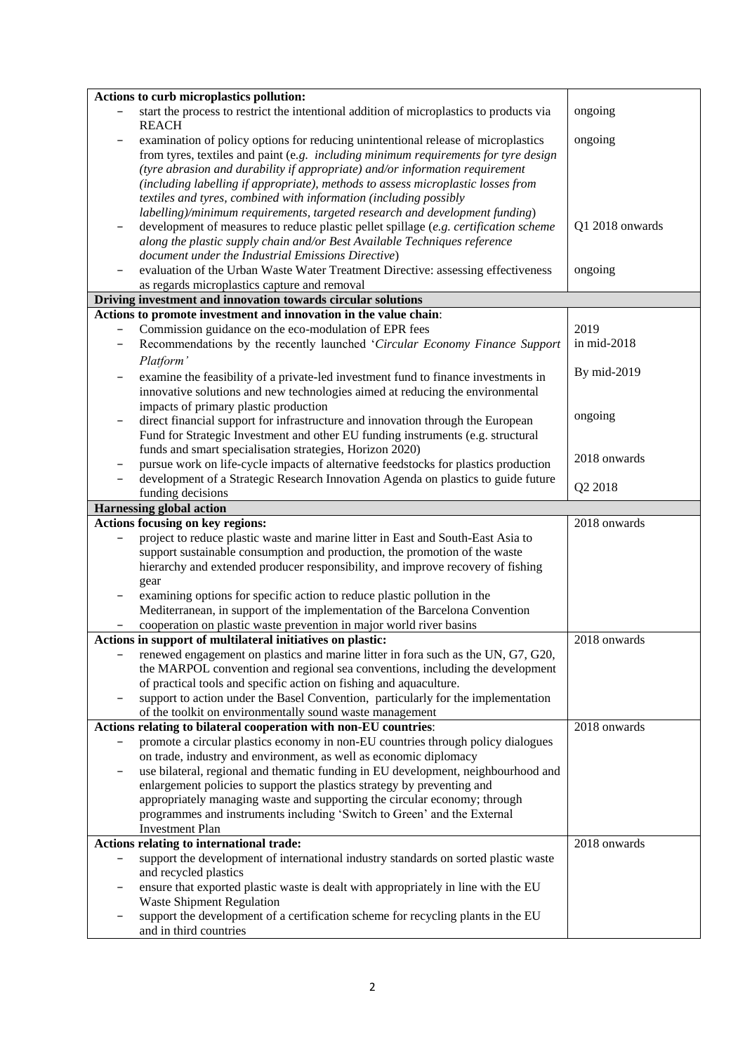| | |
|---|---|
| **Actions to curb microplastics pollution:** | |
| – start the process to restrict the intentional addition of microplastics to products via REACH | ongoing |
| – examination of policy options for reducing unintentional release of microplastics from tyres, textiles and paint (*e.g. including minimum requirements for tyre design (tyre abrasion and durability if appropriate) and/or information requirement (including labelling if appropriate), methods to assess microplastic losses from textiles and tyres, combined with information (including possibly labelling)/minimum requirements, targeted research and development funding*) | ongoing |
| – development of measures to reduce plastic pellet spillage (*e.g. certification scheme along the plastic supply chain and/or Best Available Techniques reference document under the Industrial Emissions Directive*) | Q1 2018 onwards |
| – evaluation of the Urban Waste Water Treatment Directive: assessing effectiveness as regards microplastics capture and removal | ongoing |
| **Driving investment and innovation towards circular solutions** | |
| **Actions to promote investment and innovation in the value chain**: | |
| – Commission guidance on the eco-modulation of EPR fees | 2019 |
| – Recommendations by the recently launched '*Circular Economy Finance Support Platform*' | in mid-2018 |
| – examine the feasibility of a private-led investment fund to finance investments in innovative solutions and new technologies aimed at reducing the environmental impacts of primary plastic production | By mid-2019 |
| – direct financial support for infrastructure and innovation through the European Fund for Strategic Investment and other EU funding instruments (e.g. structural funds and smart specialisation strategies, Horizon 2020) | ongoing |
| – pursue work on life-cycle impacts of alternative feedstocks for plastics production | 2018 onwards |
| – development of a Strategic Research Innovation Agenda on plastics to guide future funding decisions | Q2 2018 |
| **Harnessing global action** | |
| **Actions focusing on key regions:**<br>– project to reduce plastic waste and marine litter in East and South-East Asia to support sustainable consumption and production, the promotion of the waste hierarchy and extended producer responsibility, and improve recovery of fishing gear<br>– examining options for specific action to reduce plastic pollution in the Mediterranean, in support of the implementation of the Barcelona Convention<br>– cooperation on plastic waste prevention in major world river basins | 2018 onwards |
| **Actions in support of multilateral initiatives on plastic:**<br>– renewed engagement on plastics and marine litter in fora such as the UN, G7, G20, the MARPOL convention and regional sea conventions, including the development of practical tools and specific action on fishing and aquaculture.<br>– support to action under the Basel Convention, particularly for the implementation of the toolkit on environmentally sound waste management | 2018 onwards |
| **Actions relating to bilateral cooperation with non-EU countries**:<br>– promote a circular plastics economy in non-EU countries through policy dialogues on trade, industry and environment, as well as economic diplomacy<br>– use bilateral, regional and thematic funding in EU development, neighbourhood and enlargement policies to support the plastics strategy by preventing and appropriately managing waste and supporting the circular economy; through programmes and instruments including 'Switch to Green' and the External Investment Plan | 2018 onwards |
| **Actions relating to international trade:**<br>– support the development of international industry standards on sorted plastic waste and recycled plastics<br>– ensure that exported plastic waste is dealt with appropriately in line with the EU Waste Shipment Regulation<br>– support the development of a certification scheme for recycling plants in the EU and in third countries | 2018 onwards |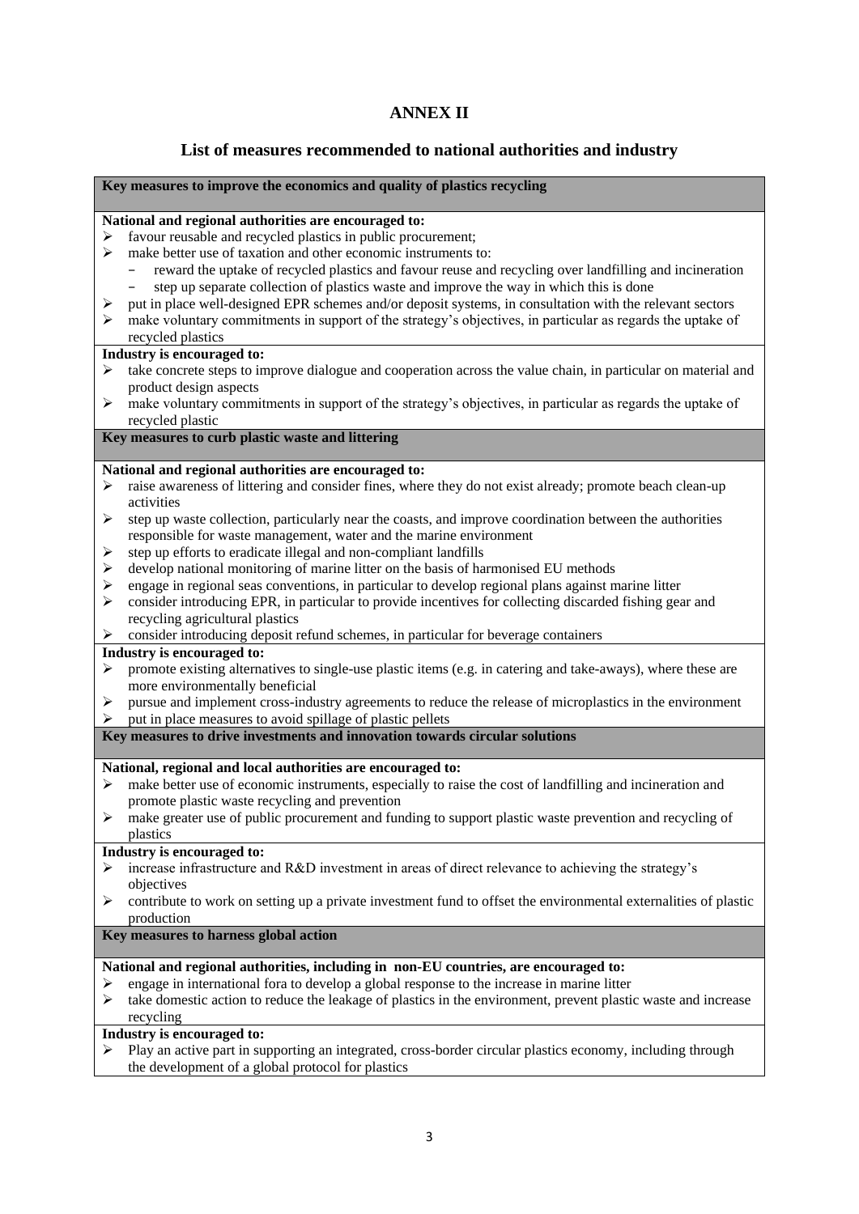# ANNEX II

## List of measures recommended to national authorities and industry

### Key measures to improve the economics and quality of plastics recycling

**National and regional authorities are encouraged to:**

- favour reusable and recycled plastics in public procurement;
- make better use of taxation and other economic instruments to:
  - reward the uptake of recycled plastics and favour reuse and recycling over landfilling and incineration
  - step up separate collection of plastics waste and improve the way in which this is done
- put in place well-designed EPR schemes and/or deposit systems, in consultation with the relevant sectors
- make voluntary commitments in support of the strategy's objectives, in particular as regards the uptake of recycled plastics

**Industry is encouraged to:**

- take concrete steps to improve dialogue and cooperation across the value chain, in particular on material and product design aspects
- make voluntary commitments in support of the strategy's objectives, in particular as regards the uptake of recycled plastic

### Key measures to curb plastic waste and littering

**National and regional authorities are encouraged to:**

- raise awareness of littering and consider fines, where they do not exist already; promote beach clean-up activities
- step up waste collection, particularly near the coasts, and improve coordination between the authorities responsible for waste management, water and the marine environment
- step up efforts to eradicate illegal and non-compliant landfills
- develop national monitoring of marine litter on the basis of harmonised EU methods
- engage in regional seas conventions, in particular to develop regional plans against marine litter
- consider introducing EPR, in particular to provide incentives for collecting discarded fishing gear and recycling agricultural plastics
- consider introducing deposit refund schemes, in particular for beverage containers

**Industry is encouraged to:**

- promote existing alternatives to single-use plastic items (e.g. in catering and take-aways), where these are more environmentally beneficial
- pursue and implement cross-industry agreements to reduce the release of microplastics in the environment
- put in place measures to avoid spillage of plastic pellets

### Key measures to drive investments and innovation towards circular solutions

**National, regional and local authorities are encouraged to:**

- make better use of economic instruments, especially to raise the cost of landfilling and incineration and promote plastic waste recycling and prevention
- make greater use of public procurement and funding to support plastic waste prevention and recycling of plastics

**Industry is encouraged to:**

- increase infrastructure and R&D investment in areas of direct relevance to achieving the strategy's objectives
- contribute to work on setting up a private investment fund to offset the environmental externalities of plastic production

### Key measures to harness global action

**National and regional authorities, including in non-EU countries, are encouraged to:**

- engage in international fora to develop a global response to the increase in marine litter
- take domestic action to reduce the leakage of plastics in the environment, prevent plastic waste and increase recycling

**Industry is encouraged to:**

- Play an active part in supporting an integrated, cross-border circular plastics economy, including through the development of a global protocol for plastics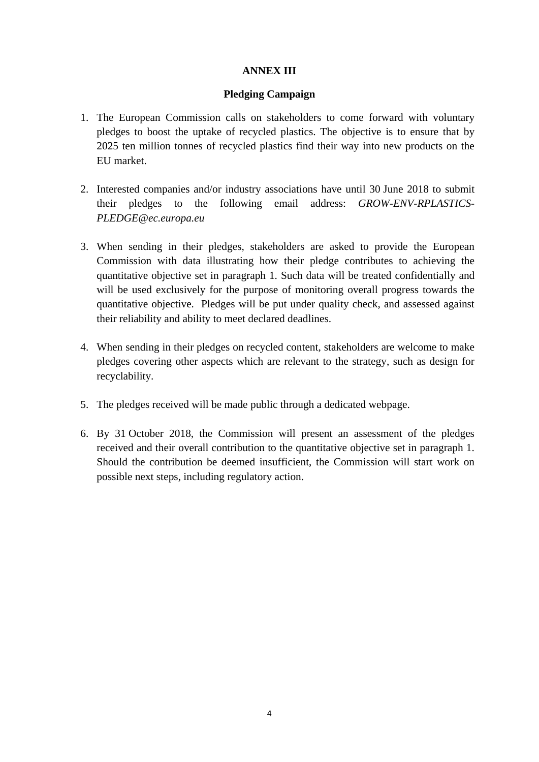**ANNEX III**

**Pledging Campaign**

1. The European Commission calls on stakeholders to come forward with voluntary pledges to boost the uptake of recycled plastics. The objective is to ensure that by 2025 ten million tonnes of recycled plastics find their way into new products on the EU market.

2. Interested companies and/or industry associations have until 30 June 2018 to submit their pledges to the following email address: *GROW-ENV-RPLASTICS-PLEDGE@ec.europa.eu*

3. When sending in their pledges, stakeholders are asked to provide the European Commission with data illustrating how their pledge contributes to achieving the quantitative objective set in paragraph 1. Such data will be treated confidentially and will be used exclusively for the purpose of monitoring overall progress towards the quantitative objective. Pledges will be put under quality check, and assessed against their reliability and ability to meet declared deadlines.

4. When sending in their pledges on recycled content, stakeholders are welcome to make pledges covering other aspects which are relevant to the strategy, such as design for recyclability.

5. The pledges received will be made public through a dedicated webpage.

6. By 31 October 2018, the Commission will present an assessment of the pledges received and their overall contribution to the quantitative objective set in paragraph 1. Should the contribution be deemed insufficient, the Commission will start work on possible next steps, including regulatory action.